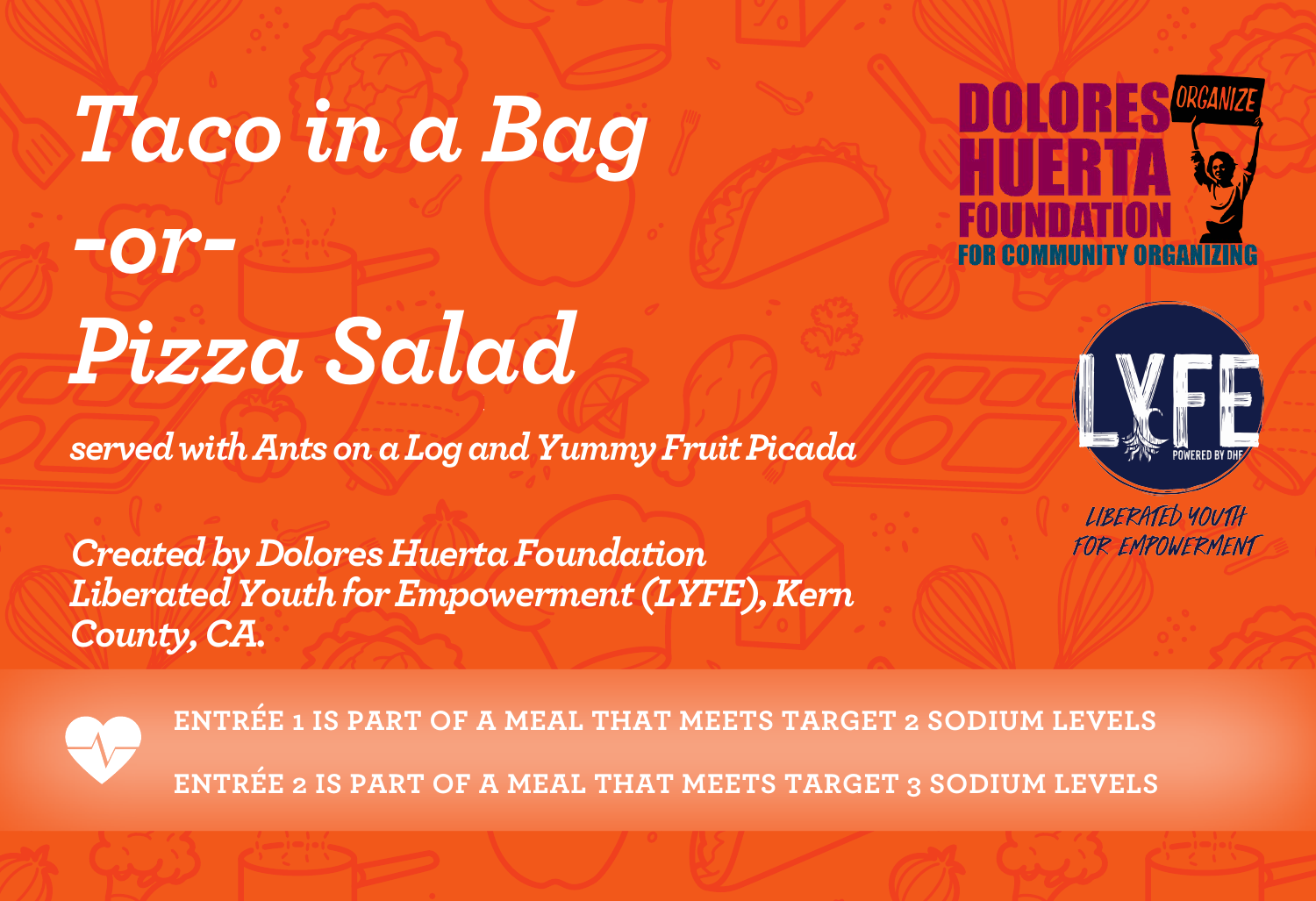# *Taco in a Bag*
# *-or-*
# *Pizza Salad*

*served with Ants on a Log and Yummy Fruit Picada*

*Created by Dolores Huerta Foundation Liberated Youth for Empowerment (LYFE), Kern County, CA.*

DOLORES HUERTA FOUNDATION FOR COMMUNITY ORGANIZING

ORGANIZE

LYFE POWERED BY DHF

LIBERATED YOUTH FOR EMPOWERMENT

ENTRÉE 1 IS PART OF A MEAL THAT MEETS TARGET 2 SODIUM LEVELS

ENTRÉE 2 IS PART OF A MEAL THAT MEETS TARGET 3 SODIUM LEVELS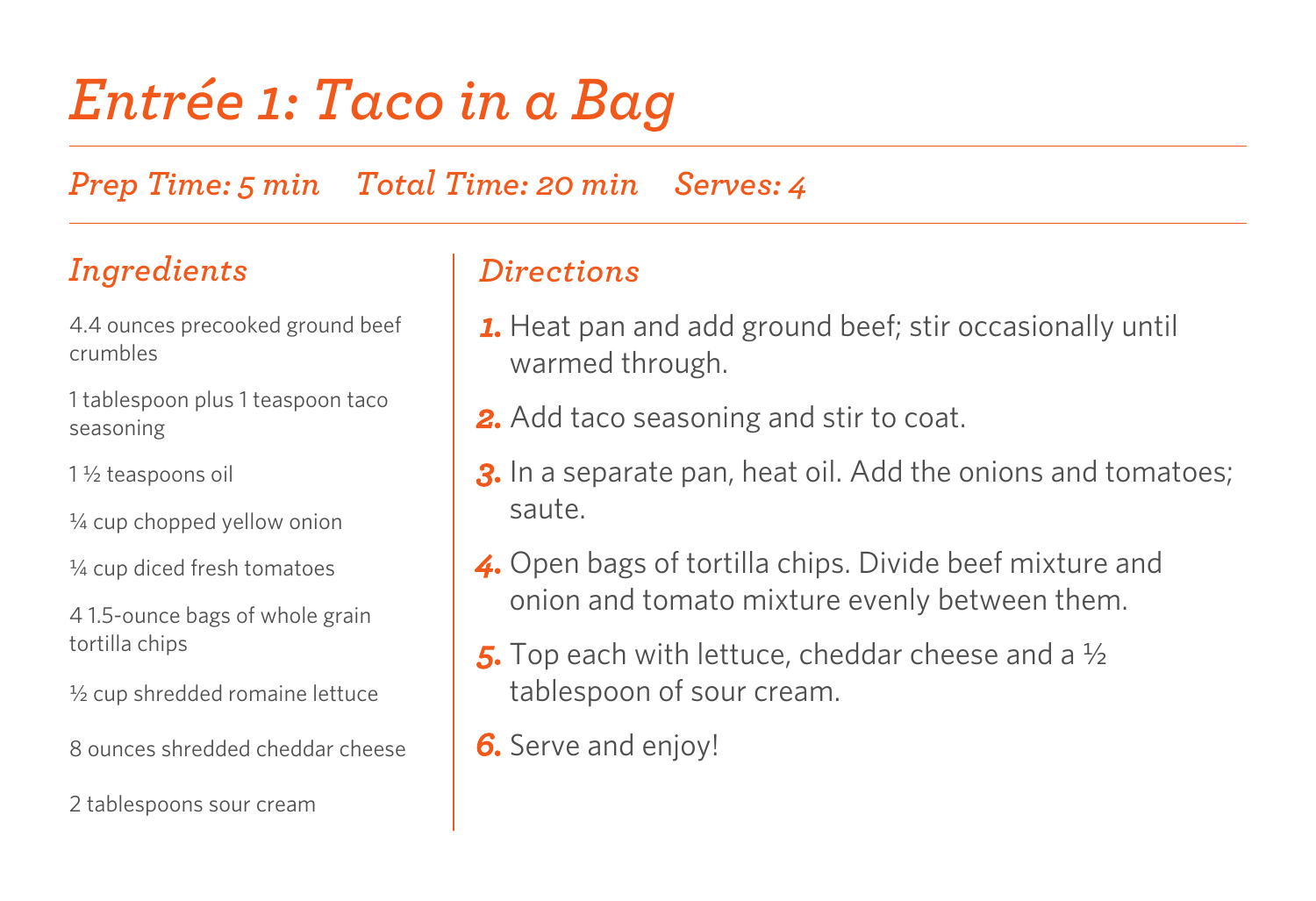# *Entrée 1: Taco in a Bag*

*Prep Time: 5 min* *Total Time: 20 min* *Serves: 4*

## *Ingredients*

4.4 ounces precooked ground beef crumbles

1 tablespoon plus 1 teaspoon taco seasoning

1 ½ teaspoons oil

¼ cup chopped yellow onion

¼ cup diced fresh tomatoes

4 1.5-ounce bags of whole grain tortilla chips

½ cup shredded romaine lettuce

8 ounces shredded cheddar cheese

2 tablespoons sour cream

## *Directions*

1. Heat pan and add ground beef; stir occasionally until warmed through.
2. Add taco seasoning and stir to coat.
3. In a separate pan, heat oil. Add the onions and tomatoes; saute.
4. Open bags of tortilla chips. Divide beef mixture and onion and tomato mixture evenly between them.
5. Top each with lettuce, cheddar cheese and a ½ tablespoon of sour cream.
6. Serve and enjoy!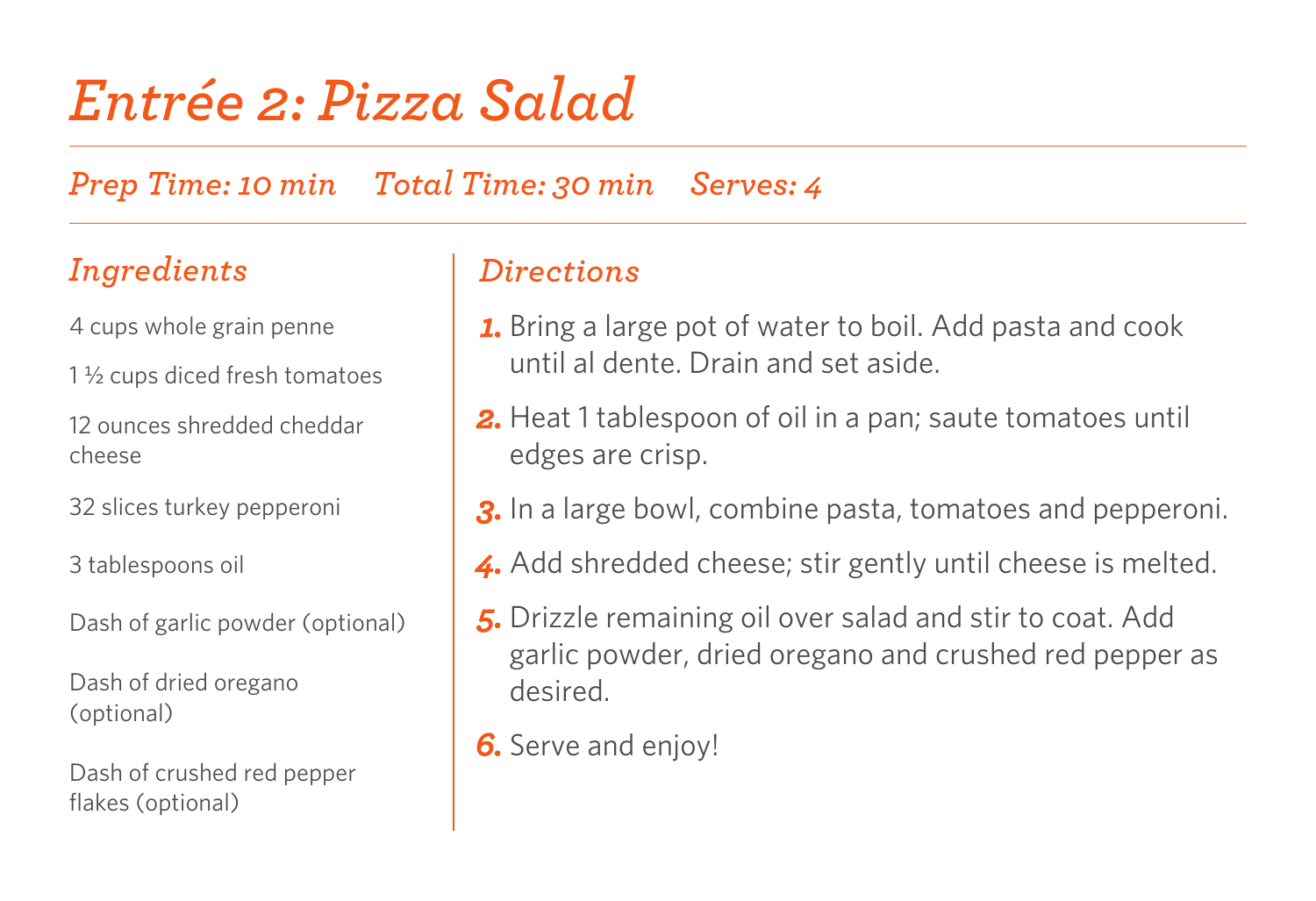# Entrée 2: Pizza Salad

*Prep Time: 10 min* *Total Time: 30 min* *Serves: 4*

## Ingredients

4 cups whole grain penne

1 ½ cups diced fresh tomatoes

12 ounces shredded cheddar cheese

32 slices turkey pepperoni

3 tablespoons oil

Dash of garlic powder (optional)

Dash of dried oregano (optional)

Dash of crushed red pepper flakes (optional)

## Directions

1. Bring a large pot of water to boil. Add pasta and cook until al dente. Drain and set aside.
2. Heat 1 tablespoon of oil in a pan; saute tomatoes until edges are crisp.
3. In a large bowl, combine pasta, tomatoes and pepperoni.
4. Add shredded cheese; stir gently until cheese is melted.
5. Drizzle remaining oil over salad and stir to coat. Add garlic powder, dried oregano and crushed red pepper as desired.
6. Serve and enjoy!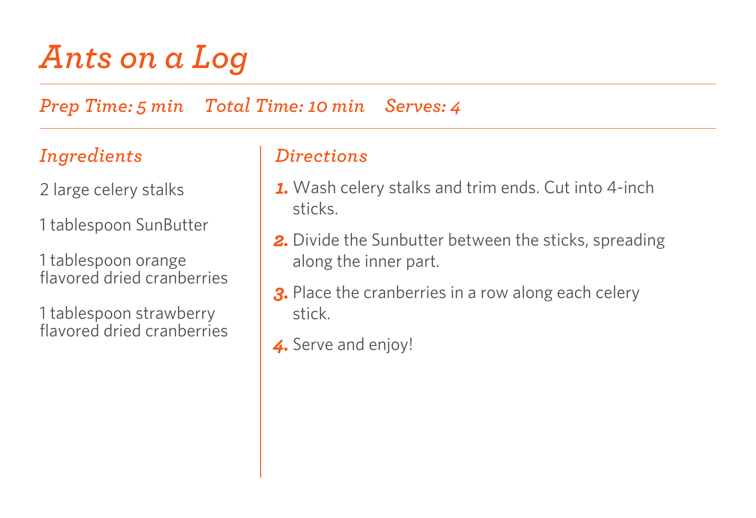# *Ants on a Log*

*Prep Time: 5 min*    *Total Time: 10 min*    *Serves: 4*

## *Ingredients*

2 large celery stalks

1 tablespoon SunButter

1 tablespoon orange flavored dried cranberries

1 tablespoon strawberry flavored dried cranberries

## *Directions*

1. Wash celery stalks and trim ends. Cut into 4-inch sticks.
2. Divide the Sunbutter between the sticks, spreading along the inner part.
3. Place the cranberries in a row along each celery stick.
4. Serve and enjoy!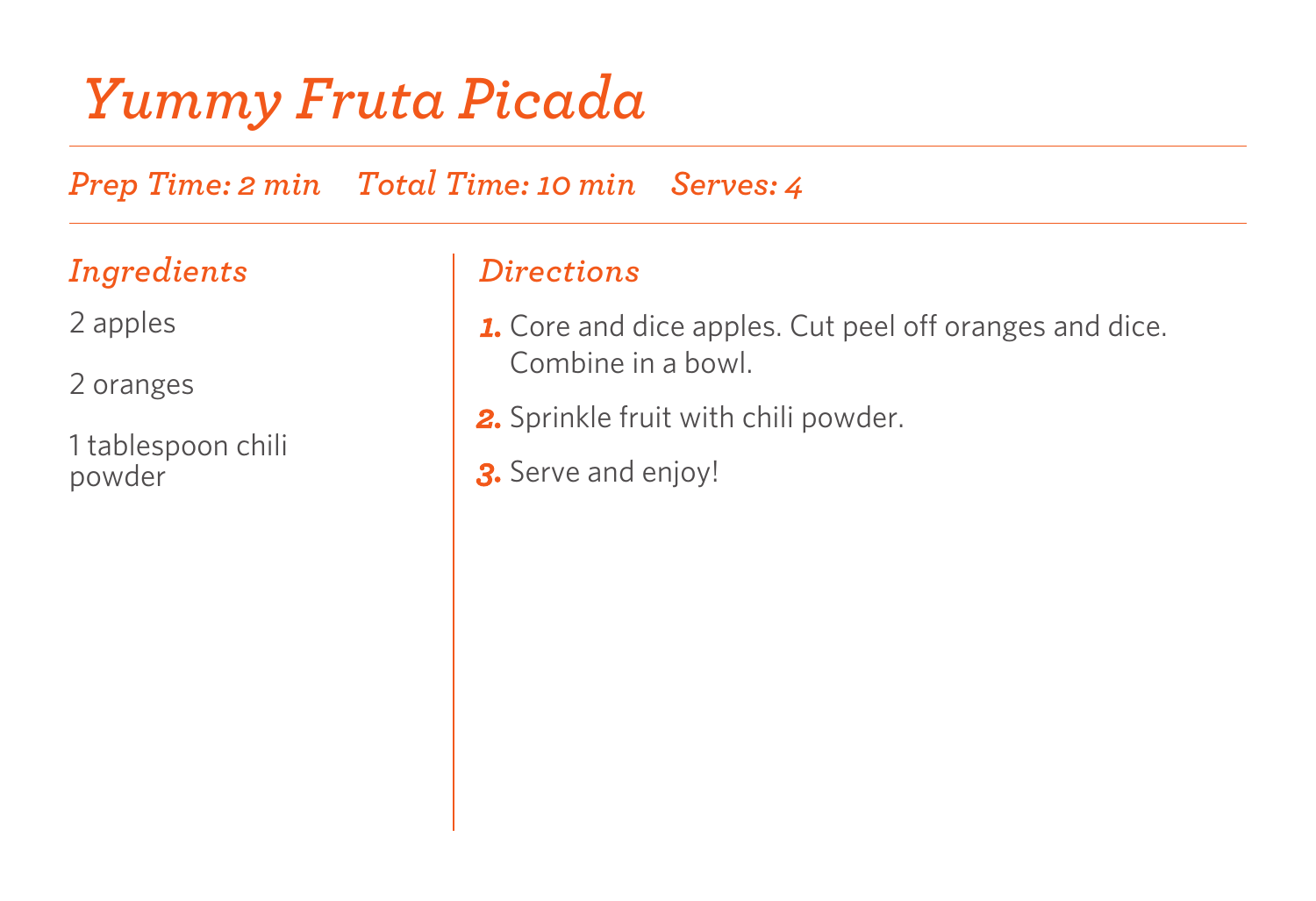# *Yummy Fruta Picada*

*Prep Time: 2 min* *Total Time: 10 min* *Serves: 4*

## *Ingredients*

2 apples

2 oranges

1 tablespoon chili powder

## *Directions*

1. Core and dice apples. Cut peel off oranges and dice. Combine in a bowl.
2. Sprinkle fruit with chili powder.
3. Serve and enjoy!